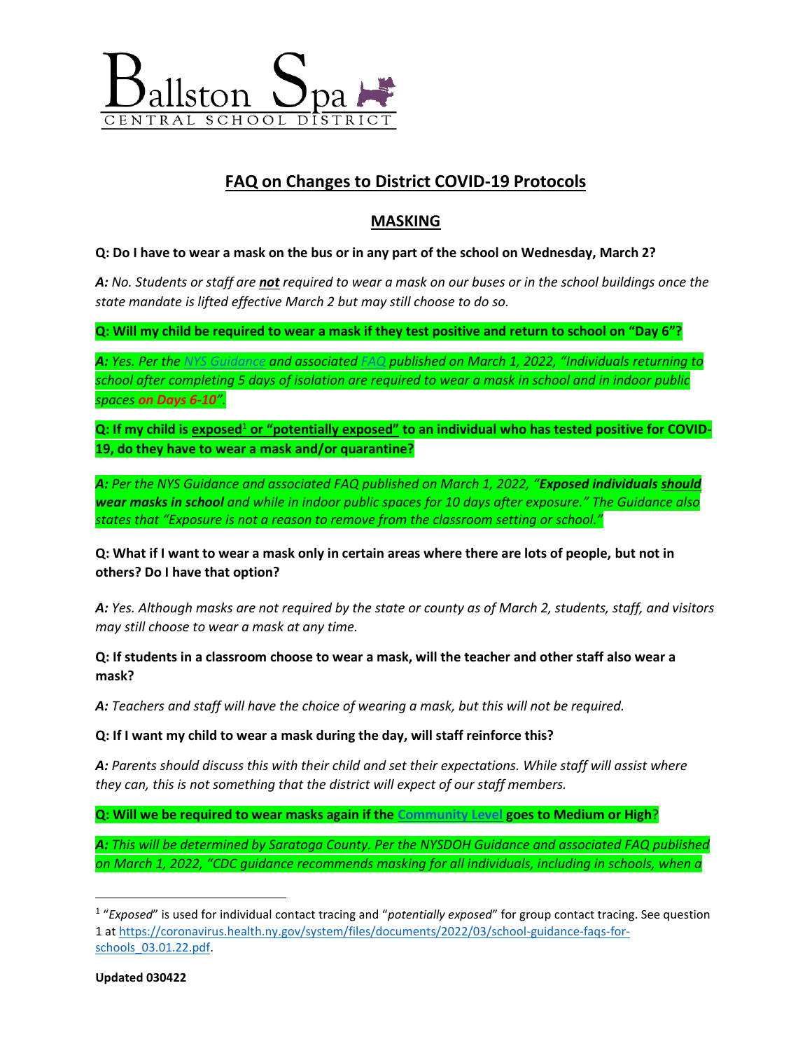# Ballston Spa CENTRAL SCHOOL DISTRICT

## FAQ on Changes to District COVID-19 Protocols

### MASKING

**Q: Do I have to wear a mask on the bus or in any part of the school on Wednesday, March 2?**

***A:*** *No. Students or staff are* ***not*** *required to wear a mask on our buses or in the school buildings once the state mandate is lifted effective March 2 but may still choose to do so.*

**Q: Will my child be required to wear a mask if they test positive and return to school on "Day 6"?**

***A:*** *Yes. Per the NYS Guidance and associated FAQ published on March 1, 2022, "Individuals returning to school after completing 5 days of isolation are required to wear a mask in school and in indoor public spaces on Days 6-10".*

**Q: If my child is exposed[1] or "potentially exposed" to an individual who has tested positive for COVID-19, do they have to wear a mask and/or quarantine?**

***A:*** *Per the NYS Guidance and associated FAQ published on March 1, 2022, "****Exposed individuals should wear masks in school*** *and while in indoor public spaces for 10 days after exposure." The Guidance also states that "Exposure is not a reason to remove from the classroom setting or school."*

**Q: What if I want to wear a mask only in certain areas where there are lots of people, but not in others? Do I have that option?**

***A:*** *Yes. Although masks are not required by the state or county as of March 2, students, staff, and visitors may still choose to wear a mask at any time.*

**Q: If students in a classroom choose to wear a mask, will the teacher and other staff also wear a mask?**

***A:*** *Teachers and staff will have the choice of wearing a mask, but this will not be required.*

**Q: If I want my child to wear a mask during the day, will staff reinforce this?**

***A:*** *Parents should discuss this with their child and set their expectations. While staff will assist where they can, this is not something that the district will expect of our staff members.*

**Q: Will we be required to wear masks again if the Community Level goes to Medium or High?**

***A:*** *This will be determined by Saratoga County. Per the NYSDOH Guidance and associated FAQ published on March 1, 2022, "CDC guidance recommends masking for all individuals, including in schools, when a*

---

[1] "*Exposed*" is used for individual contact tracing and "*potentially exposed*" for group contact tracing. See question 1 at https://coronavirus.health.ny.gov/system/files/documents/2022/03/school-guidance-faqs-for-schools_03.01.22.pdf.

**Updated 030422**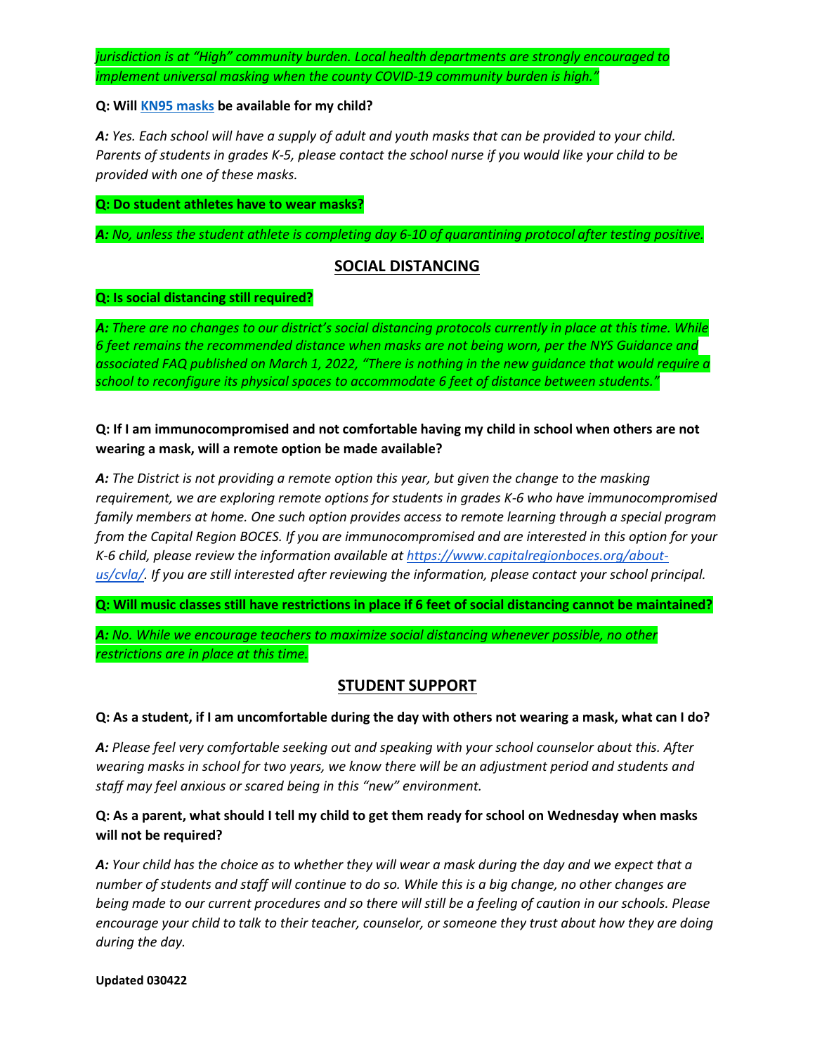*jurisdiction is at "High" community burden. Local health departments are strongly encouraged to implement universal masking when the county COVID-19 community burden is high."*

**Q: Will [KN95 masks] be available for my child?**

***A:*** *Yes. Each school will have a supply of adult and youth masks that can be provided to your child. Parents of students in grades K-5, please contact the school nurse if you would like your child to be provided with one of these masks.*

**Q: Do student athletes have to wear masks?**

***A:*** *No, unless the student athlete is completing day 6-10 of quarantining protocol after testing positive.*

## SOCIAL DISTANCING

**Q: Is social distancing still required?**

***A:*** *There are no changes to our district's social distancing protocols currently in place at this time. While 6 feet remains the recommended distance when masks are not being worn, per the NYS Guidance and associated FAQ published on March 1, 2022, "There is nothing in the new guidance that would require a school to reconfigure its physical spaces to accommodate 6 feet of distance between students."*

**Q: If I am immunocompromised and not comfortable having my child in school when others are not wearing a mask, will a remote option be made available?**

***A:*** *The District is not providing a remote option this year, but given the change to the masking requirement, we are exploring remote options for students in grades K-6 who have immunocompromised family members at home. One such option provides access to remote learning through a special program from the Capital Region BOCES. If you are immunocompromised and are interested in this option for your K-6 child, please review the information available at https://www.capitalregionboces.org/about-us/cvla/. If you are still interested after reviewing the information, please contact your school principal.*

**Q: Will music classes still have restrictions in place if 6 feet of social distancing cannot be maintained?**

***A:*** *No. While we encourage teachers to maximize social distancing whenever possible, no other restrictions are in place at this time.*

## STUDENT SUPPORT

**Q: As a student, if I am uncomfortable during the day with others not wearing a mask, what can I do?**

***A:*** *Please feel very comfortable seeking out and speaking with your school counselor about this. After wearing masks in school for two years, we know there will be an adjustment period and students and staff may feel anxious or scared being in this "new" environment.*

**Q: As a parent, what should I tell my child to get them ready for school on Wednesday when masks will not be required?**

***A:*** *Your child has the choice as to whether they will wear a mask during the day and we expect that a number of students and staff will continue to do so. While this is a big change, no other changes are being made to our current procedures and so there will still be a feeling of caution in our schools. Please encourage your child to talk to their teacher, counselor, or someone they trust about how they are doing during the day.*

**Updated 030422**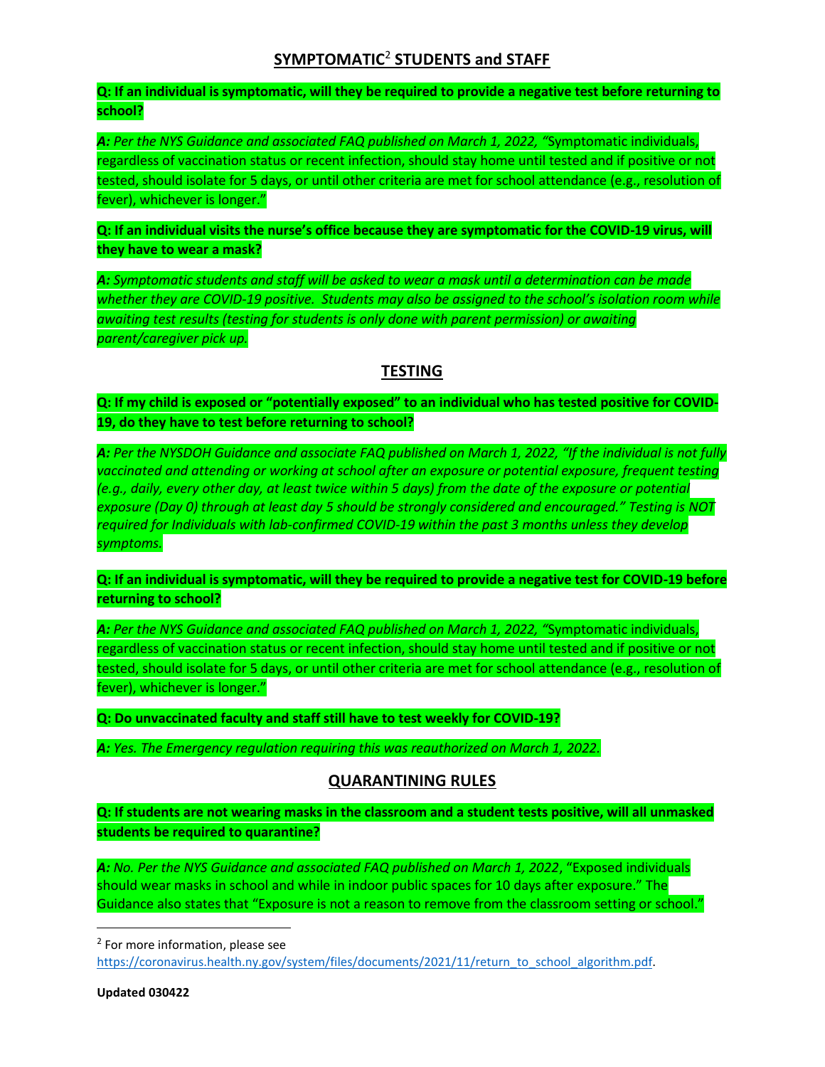## SYMPTOMATIC[2] STUDENTS and STAFF

**Q: If an individual is symptomatic, will they be required to provide a negative test before returning to school?**

***A:*** *Per the NYS Guidance and associated FAQ published on March 1, 2022, "*Symptomatic individuals, regardless of vaccination status or recent infection, should stay home until tested and if positive or not tested, should isolate for 5 days, or until other criteria are met for school attendance (e.g., resolution of fever), whichever is longer.*"*

**Q: If an individual visits the nurse's office because they are symptomatic for the COVID-19 virus, will they have to wear a mask?**

***A:*** *Symptomatic students and staff will be asked to wear a mask until a determination can be made whether they are COVID-19 positive. Students may also be assigned to the school's isolation room while awaiting test results (testing for students is only done with parent permission) or awaiting parent/caregiver pick up.*

## TESTING

**Q: If my child is exposed or "potentially exposed" to an individual who has tested positive for COVID-19, do they have to test before returning to school?**

***A:*** *Per the NYSDOH Guidance and associate FAQ published on March 1, 2022, "If the individual is not fully vaccinated and attending or working at school after an exposure or potential exposure, frequent testing (e.g., daily, every other day, at least twice within 5 days) from the date of the exposure or potential exposure (Day 0) through at least day 5 should be strongly considered and encouraged." Testing is NOT required for Individuals with lab-confirmed COVID-19 within the past 3 months unless they develop symptoms.*

**Q: If an individual is symptomatic, will they be required to provide a negative test for COVID-19 before returning to school?**

***A:*** *Per the NYS Guidance and associated FAQ published on March 1, 2022, "*Symptomatic individuals, regardless of vaccination status or recent infection, should stay home until tested and if positive or not tested, should isolate for 5 days, or until other criteria are met for school attendance (e.g., resolution of fever), whichever is longer.*"*

**Q: Do unvaccinated faculty and staff still have to test weekly for COVID-19?**

***A:*** *Yes. The Emergency regulation requiring this was reauthorized on March 1, 2022.*

## QUARANTINING RULES

**Q: If students are not wearing masks in the classroom and a student tests positive, will all unmasked students be required to quarantine?**

***A:*** *No. Per the NYS Guidance and associated FAQ published on March 1, 2022*, "Exposed individuals should wear masks in school and while in indoor public spaces for 10 days after exposure." The Guidance also states that "Exposure is not a reason to remove from the classroom setting or school."

---

[2] For more information, please see https://coronavirus.health.ny.gov/system/files/documents/2021/11/return_to_school_algorithm.pdf.

**Updated 030422**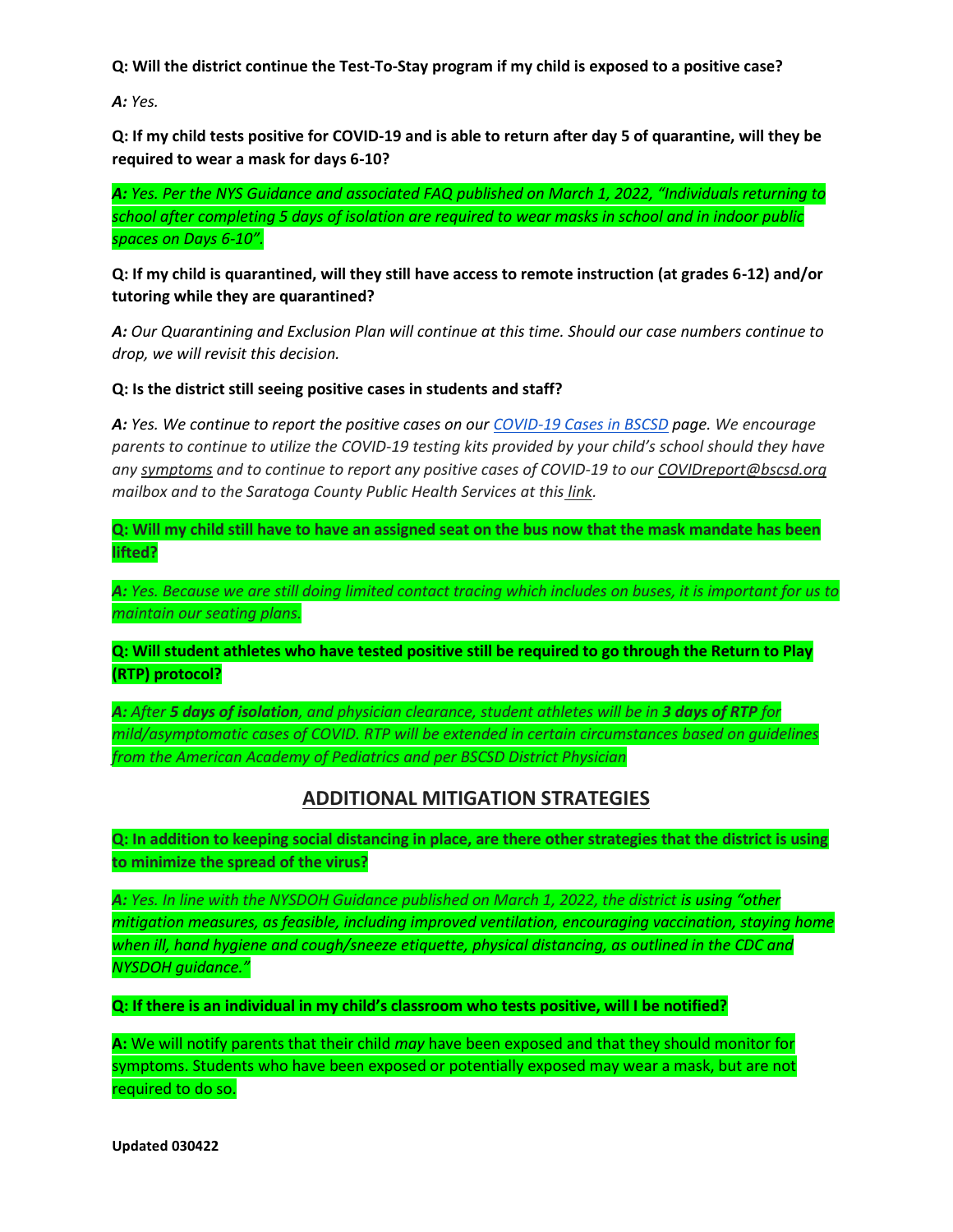**Q: Will the district continue the Test-To-Stay program if my child is exposed to a positive case?**

***A:*** *Yes.*

**Q: If my child tests positive for COVID-19 and is able to return after day 5 of quarantine, will they be required to wear a mask for days 6-10?**

***A:*** *Yes. Per the NYS Guidance and associated FAQ published on March 1, 2022, "Individuals returning to school after completing 5 days of isolation are required to wear masks in school and in indoor public spaces on Days 6-10".*

**Q: If my child is quarantined, will they still have access to remote instruction (at grades 6-12) and/or tutoring while they are quarantined?**

***A:*** *Our Quarantining and Exclusion Plan will continue at this time. Should our case numbers continue to drop, we will revisit this decision.*

**Q: Is the district still seeing positive cases in students and staff?**

***A:*** *Yes. We continue to report the positive cases on our COVID-19 Cases in BSCSD page. We encourage parents to continue to utilize the COVID-19 testing kits provided by your child's school should they have any symptoms and to continue to report any positive cases of COVID-19 to our COVIDreport@bscsd.org mailbox and to the Saratoga County Public Health Services at this link.*

**Q: Will my child still have to have an assigned seat on the bus now that the mask mandate has been lifted?**

***A:*** *Yes. Because we are still doing limited contact tracing which includes on buses, it is important for us to maintain our seating plans.*

**Q: Will student athletes who have tested positive still be required to go through the Return to Play (RTP) protocol?**

***A:*** *After **5 days of isolation**, and physician clearance, student athletes will be in **3 days of RTP** for mild/asymptomatic cases of COVID. RTP will be extended in certain circumstances based on guidelines from the American Academy of Pediatrics and per BSCSD District Physician*

## ADDITIONAL MITIGATION STRATEGIES

**Q: In addition to keeping social distancing in place, are there other strategies that the district is using to minimize the spread of the virus?**

***A:*** *Yes. In line with the NYSDOH Guidance published on March 1, 2022, the district is using "other mitigation measures, as feasible, including improved ventilation, encouraging vaccination, staying home when ill, hand hygiene and cough/sneeze etiquette, physical distancing, as outlined in the CDC and NYSDOH guidance."*

**Q: If there is an individual in my child's classroom who tests positive, will I be notified?**

**A:** We will notify parents that their child *may* have been exposed and that they should monitor for symptoms. Students who have been exposed or potentially exposed may wear a mask, but are not required to do so.

**Updated 030422**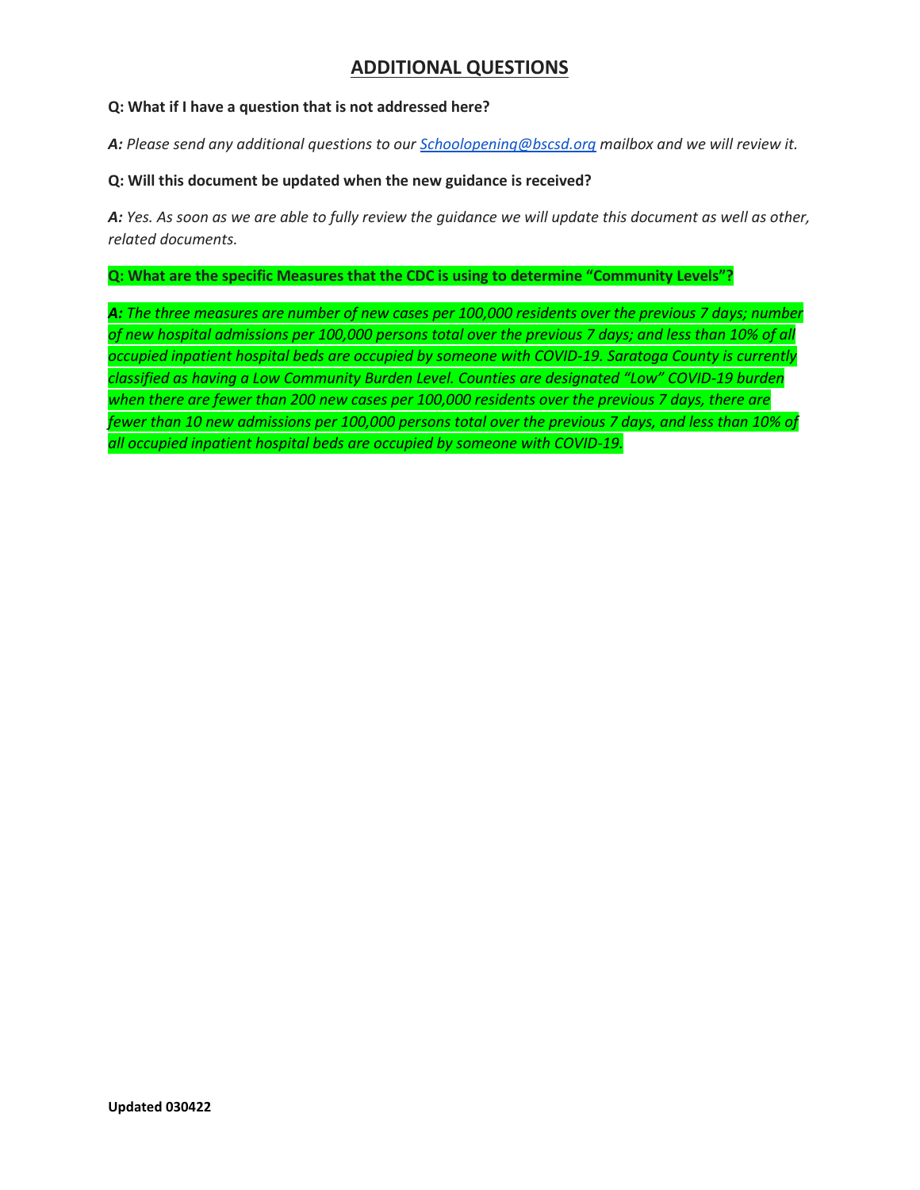# ADDITIONAL QUESTIONS

**Q: What if I have a question that is not addressed here?**

***A:*** *Please send any additional questions to our [Schoolopening@bscsd.org](mailto:Schoolopening@bscsd.org) mailbox and we will review it.*

**Q: Will this document be updated when the new guidance is received?**

***A:*** *Yes. As soon as we are able to fully review the guidance we will update this document as well as other, related documents.*

**Q: What are the specific Measures that the CDC is using to determine "Community Levels"?**

***A:*** *The three measures are number of new cases per 100,000 residents over the previous 7 days; number of new hospital admissions per 100,000 persons total over the previous 7 days; and less than 10% of all occupied inpatient hospital beds are occupied by someone with COVID-19. Saratoga County is currently classified as having a Low Community Burden Level. Counties are designated "Low" COVID-19 burden when there are fewer than 200 new cases per 100,000 residents over the previous 7 days, there are fewer than 10 new admissions per 100,000 persons total over the previous 7 days, and less than 10% of all occupied inpatient hospital beds are occupied by someone with COVID-19.*

**Updated 030422**